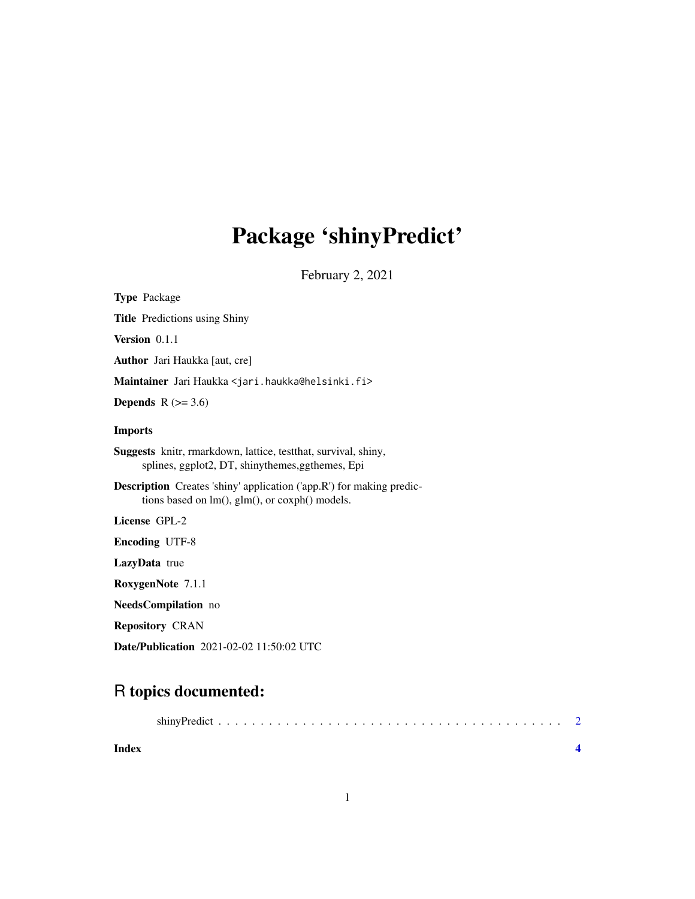# Package 'shinyPredict'

February 2, 2021

**Type** Package

**Title** Predictions using Shiny

**Version** 0.1.1

**Author** Jari Haukka [aut, cre]

**Maintainer** Jari Haukka <jari.haukka@helsinki.fi>

**Depends** R (>= 3.6)

**Imports**

**Suggests** knitr, rmarkdown, lattice, testthat, survival, shiny, splines, ggplot2, DT, shinythemes,ggthemes, Epi

**Description** Creates 'shiny' application ('app.R') for making predictions based on lm(), glm(), or coxph() models.

**License** GPL-2

**Encoding** UTF-8

**LazyData** true

**RoxygenNote** 7.1.1

**NeedsCompilation** no

**Repository** CRAN

**Date/Publication** 2021-02-02 11:50:02 UTC

## R topics documented:

shinyPredict . . . . . . . . . . . . . . . . . . . . . . . . . . . . . . . . . . . . . . . . 2

**Index** **4**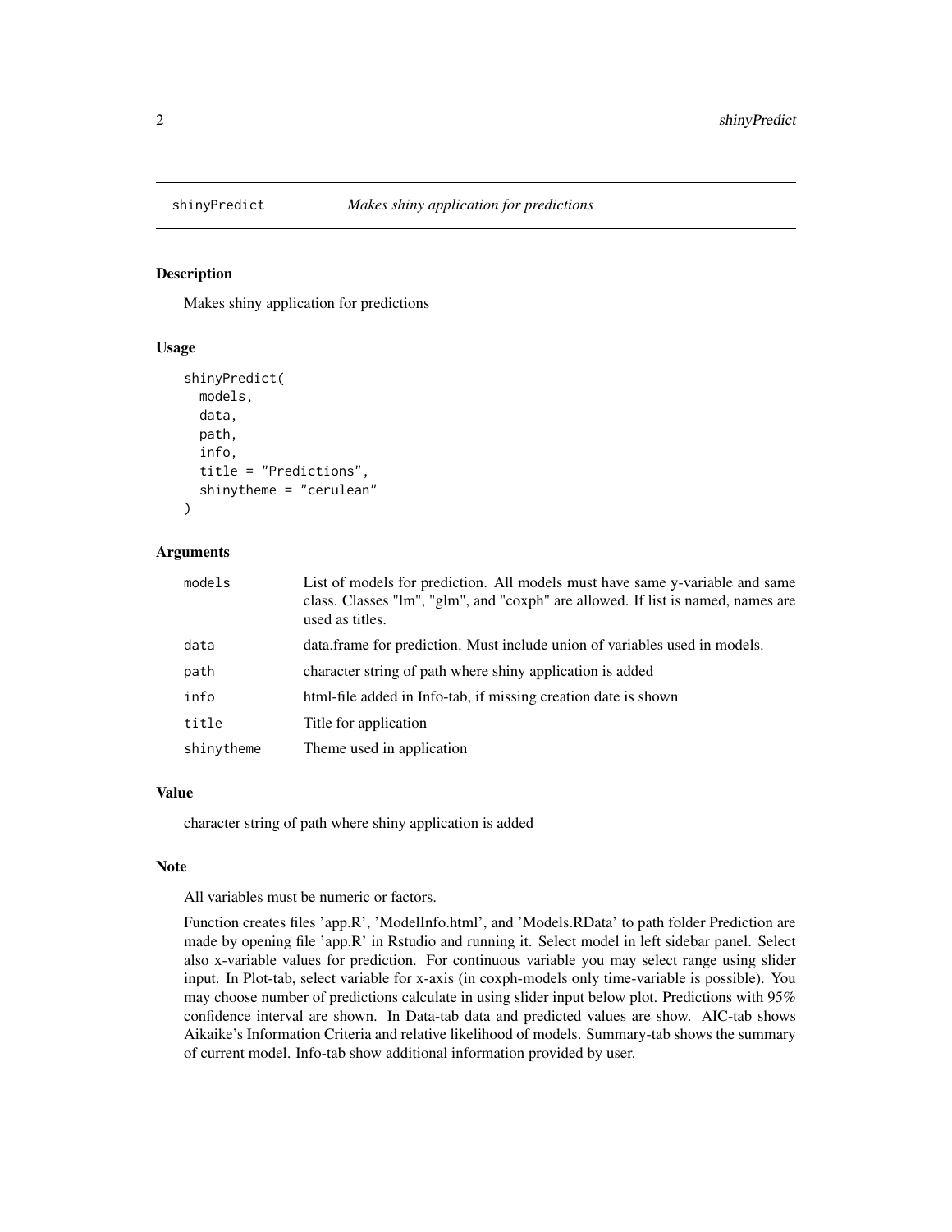## shinyPredict — *Makes shiny application for predictions*

### Description

Makes shiny application for predictions

### Usage

```
shinyPredict(
  models,
  data,
  path,
  info,
  title = "Predictions",
  shinytheme = "cerulean"
)
```

### Arguments

| | |
|---|---|
| models | List of models for prediction. All models must have same y-variable and same class. Classes "lm", "glm", and "coxph" are allowed. If list is named, names are used as titles. |
| data | data.frame for prediction. Must include union of variables used in models. |
| path | character string of path where shiny application is added |
| info | html-file added in Info-tab, if missing creation date is shown |
| title | Title for application |
| shinytheme | Theme used in application |

### Value

character string of path where shiny application is added

### Note

All variables must be numeric or factors.

Function creates files 'app.R', 'ModelInfo.html', and 'Models.RData' to path folder Prediction are made by opening file 'app.R' in Rstudio and running it. Select model in left sidebar panel. Select also x-variable values for prediction. For continuous variable you may select range using slider input. In Plot-tab, select variable for x-axis (in coxph-models only time-variable is possible). You may choose number of predictions calculate in using slider input below plot. Predictions with 95% confidence interval are shown. In Data-tab data and predicted values are show. AIC-tab shows Aikaike's Information Criteria and relative likelihood of models. Summary-tab shows the summary of current model. Info-tab show additional information provided by user.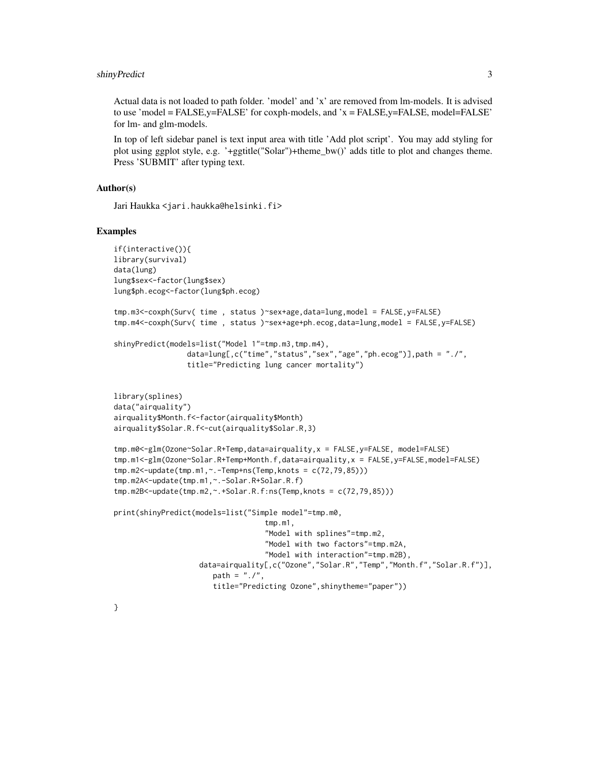Actual data is not loaded to path folder. 'model' and 'x' are removed from lm-models. It is advised to use 'model = FALSE,y=FALSE' for coxph-models, and 'x = FALSE,y=FALSE, model=FALSE' for lm- and glm-models.

In top of left sidebar panel is text input area with title 'Add plot script'. You may add styling for plot using ggplot style, e.g. '+ggtitle("Solar")+theme_bw()' adds title to plot and changes theme. Press 'SUBMIT' after typing text.

## Author(s)

Jari Haukka <jari.haukka@helsinki.fi>

## Examples

```
if(interactive()){
library(survival)
data(lung)
lung$sex<-factor(lung$sex)
lung$ph.ecog<-factor(lung$ph.ecog)

tmp.m3<-coxph(Surv( time , status )~sex+age,data=lung,model = FALSE,y=FALSE)
tmp.m4<-coxph(Surv( time , status )~sex+age+ph.ecog,data=lung,model = FALSE,y=FALSE)

shinyPredict(models=list("Model 1"=tmp.m3,tmp.m4),
             data=lung[,c("time","status","sex","age","ph.ecog")],path = "./",
             title="Predicting lung cancer mortality")


library(splines)
data("airquality")
airquality$Month.f<-factor(airquality$Month)
airquality$Solar.R.f<-cut(airquality$Solar.R,3)

tmp.m0<-glm(Ozone~Solar.R+Temp,data=airquality,x = FALSE,y=FALSE, model=FALSE)
tmp.m1<-glm(Ozone~Solar.R+Temp+Month.f,data=airquality,x = FALSE,y=FALSE,model=FALSE)
tmp.m2<-update(tmp.m1,~.-Temp+ns(Temp,knots = c(72,79,85)))
tmp.m2A<-update(tmp.m1,~.-Solar.R+Solar.R.f)
tmp.m2B<-update(tmp.m2,~.+Solar.R.f:ns(Temp,knots = c(72,79,85)))

print(shinyPredict(models=list("Simple model"=tmp.m0,
                               tmp.m1,
                               "Model with splines"=tmp.m2,
                               "Model with two factors"=tmp.m2A,
                               "Model with interaction"=tmp.m2B),
                   data=airquality[,c("Ozone","Solar.R","Temp","Month.f","Solar.R.f")],
                     path = "./",
                     title="Predicting Ozone",shinytheme="paper"))

}
```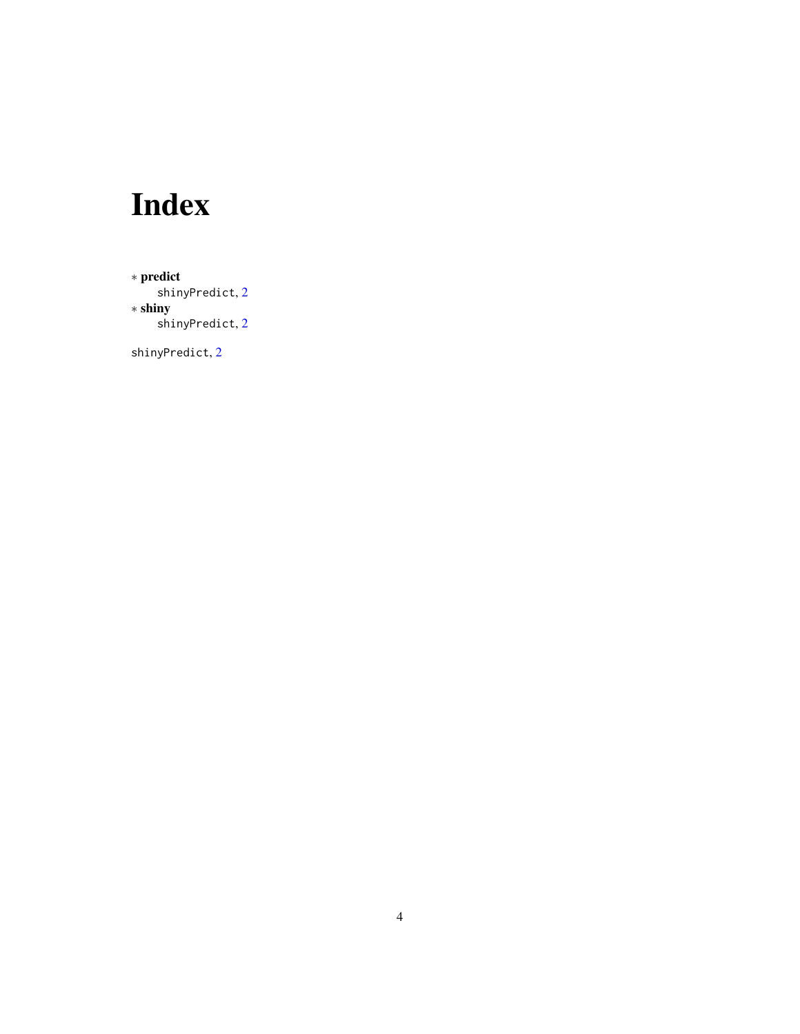# Index

∗ **predict**
    shinyPredict, 2

∗ **shiny**
    shinyPredict, 2

shinyPredict, 2